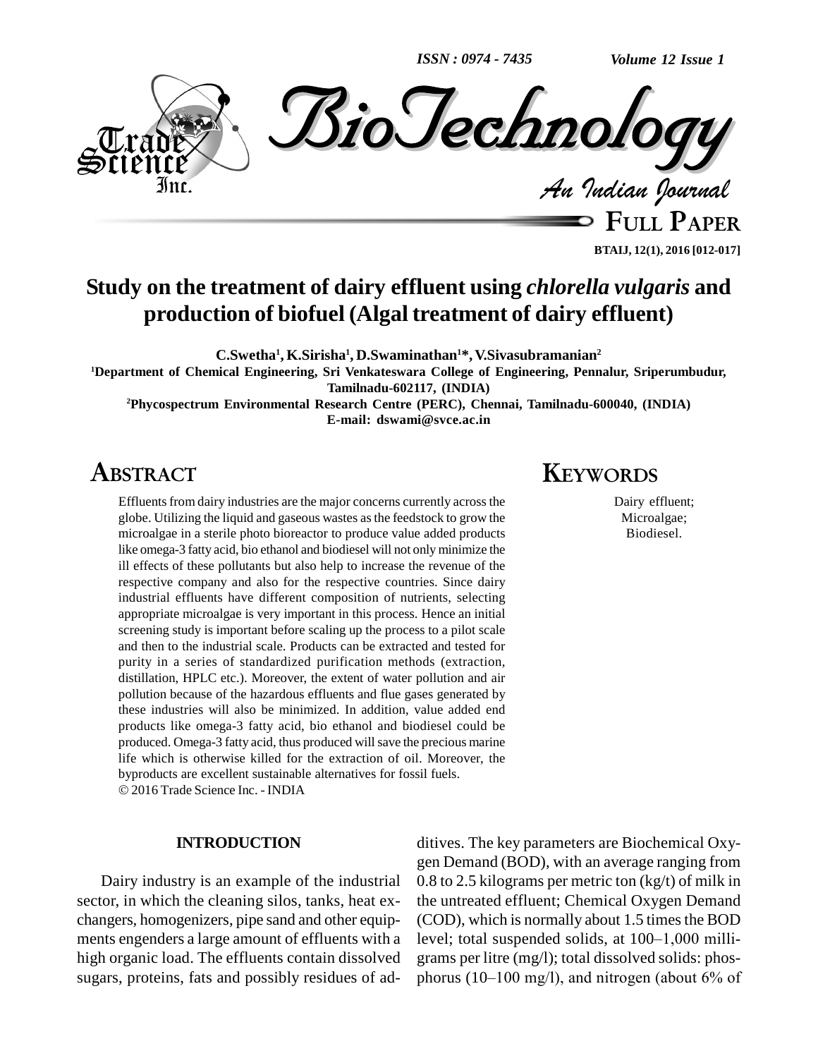# Study on the treatment of dairy effluent using *chlorella vulgaris* and production of biofuel (Algal treatment of dairy effluent)

**C.Swetha[1], K.Sirisha[1], D.Swaminathan[1]*, V.Sivasubramanian[2]**

[1]Department of Chemical Engineering, Sri Venkateswara College of Engineering, Pennalur, Sriperumbudur, Tamilnadu-602117, (INDIA)

[2]Phycospectrum Environmental Research Centre (PERC), Chennai, Tamilnadu-600040, (INDIA)

E-mail: dswami@svce.ac.in

## ABSTRACT

Effluents from dairy industries are the major concerns currently across the globe. Utilizing the liquid and gaseous wastes as the feedstock to grow the microalgae in a sterile photo bioreactor to produce value added products like omega-3 fatty acid, bio ethanol and biodiesel will not only minimize the ill effects of these pollutants but also help to increase the revenue of the respective company and also for the respective countries. Since dairy industrial effluents have different composition of nutrients, selecting appropriate microalgae is very important in this process. Hence an initial screening study is important before scaling up the process to a pilot scale and then to the industrial scale. Products can be extracted and tested for purity in a series of standardized purification methods (extraction, distillation, HPLC etc.). Moreover, the extent of water pollution and air pollution because of the hazardous effluents and flue gases generated by these industries will also be minimized. In addition, value added end products like omega-3 fatty acid, bio ethanol and biodiesel could be produced. Omega-3 fatty acid, thus produced will save the precious marine life which is otherwise killed for the extraction of oil. Moreover, the byproducts are excellent sustainable alternatives for fossil fuels.

© 2016 Trade Science Inc. - INDIA

## KEYWORDS

Dairy effluent;
Microalgae;
Biodiesel.

## INTRODUCTION

Dairy industry is an example of the industrial sector, in which the cleaning silos, tanks, heat exchangers, homogenizers, pipe sand and other equipments engenders a large amount of effluents with a high organic load. The effluents contain dissolved sugars, proteins, fats and possibly residues of additives. The key parameters are Biochemical Oxygen Demand (BOD), with an average ranging from 0.8 to 2.5 kilograms per metric ton (kg/t) of milk in the untreated effluent; Chemical Oxygen Demand (COD), which is normally about 1.5 times the BOD level; total suspended solids, at 100–1,000 milligrams per litre (mg/l); total dissolved solids: phosphorus (10–100 mg/l), and nitrogen (about 6% of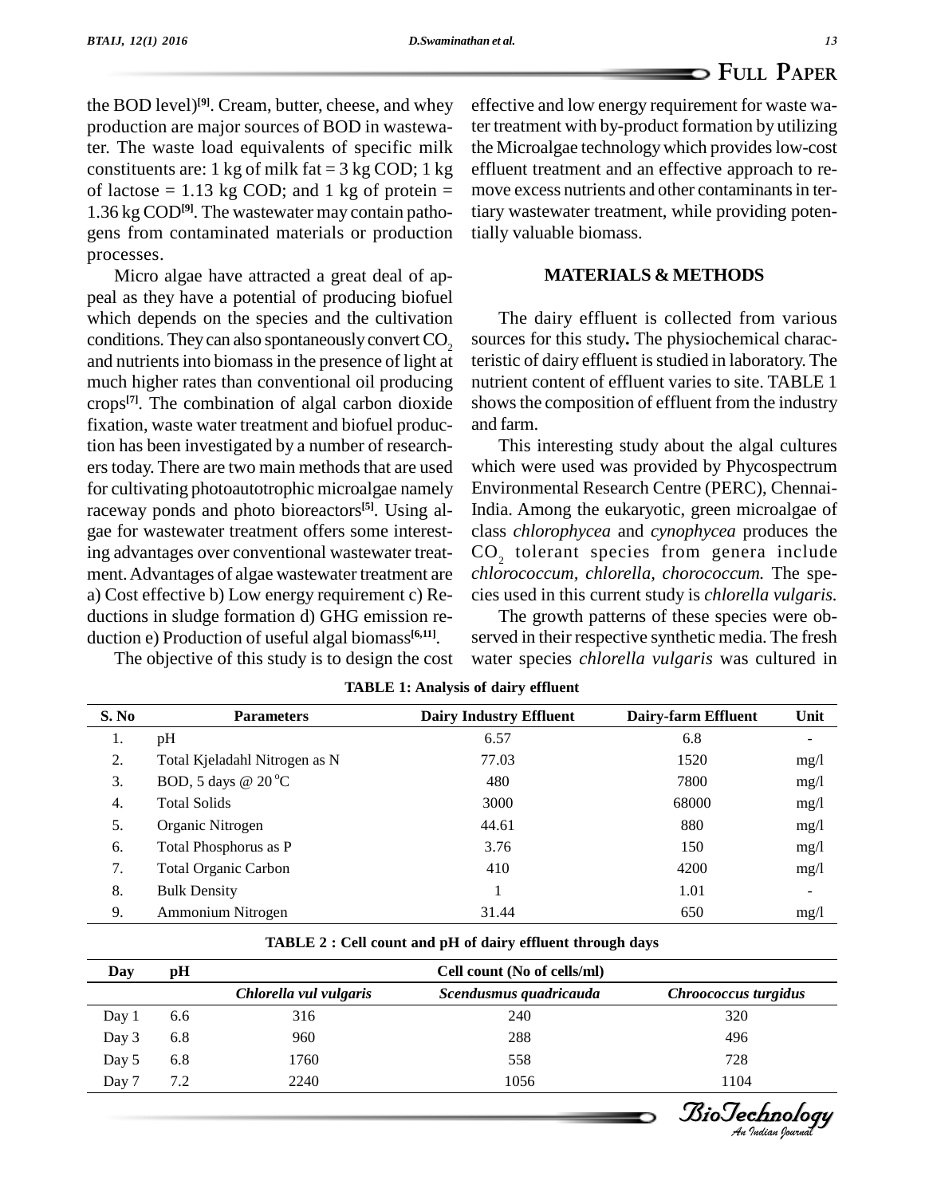the BOD level)[9]. Cream, butter, cheese, and whey production are major sources of BOD in wastewater. The waste load equivalents of specific milk constituents are: 1 kg of milk fat = 3 kg COD; 1 kg of lactose = 1.13 kg COD; and 1 kg of protein = 1.36 kg COD[9]. The wastewater may contain pathogens from contaminated materials or production processes.

Micro algae have attracted a great deal of appeal as they have a potential of producing biofuel which depends on the species and the cultivation conditions. They can also spontaneously convert $CO_2$ and nutrients into biomass in the presence of light at much higher rates than conventional oil producing crops[7]. The combination of algal carbon dioxide fixation, waste water treatment and biofuel production has been investigated by a number of researchers today. There are two main methods that are used for cultivating photoautotrophic microalgae namely raceway ponds and photo bioreactors[5]. Using algae for wastewater treatment offers some interesting advantages over conventional wastewater treatment. Advantages of algae wastewater treatment are a) Cost effective b) Low energy requirement c) Reductions in sludge formation d) GHG emission reduction e) Production of useful algal biomass[6,11].

The objective of this study is to design the cost effective and low energy requirement for waste water treatment with by-product formation by utilizing the Microalgae technology which provides low-cost effluent treatment and an effective approach to remove excess nutrients and other contaminants in tertiary wastewater treatment, while providing potentially valuable biomass.

## MATERIALS & METHODS

The dairy effluent is collected from various sources for this study**.** The physiochemical characteristic of dairy effluent is studied in laboratory. The nutrient content of effluent varies to site. TABLE 1 shows the composition of effluent from the industry and farm.

This interesting study about the algal cultures which were used was provided by Phycospectrum Environmental Research Centre (PERC), Chennai-India. Among the eukaryotic, green microalgae of class *chlorophycea* and *cynophycea* produces the $CO_2$ tolerant species from genera include *chlorococcum, chlorella, chorococcum.* The species used in this current study is *chlorella vulgaris.*

The growth patterns of these species were observed in their respective synthetic media. The fresh water species *chlorella vulgaris* was cultured in

**TABLE 1: Analysis of dairy effluent**

| S. No | Parameters | Dairy Industry Effluent | Dairy-farm Effluent | Unit |
|---|---|---|---|---|
| 1. | pH | 6.57 | 6.8 | - |
| 2. | Total Kjeladahl Nitrogen as N | 77.03 | 1520 | mg/l |
| 3. | BOD, 5 days @ 20 °C | 480 | 7800 | mg/l |
| 4. | Total Solids | 3000 | 68000 | mg/l |
| 5. | Organic Nitrogen | 44.61 | 880 | mg/l |
| 6. | Total Phosphorus as P | 3.76 | 150 | mg/l |
| 7. | Total Organic Carbon | 410 | 4200 | mg/l |
| 8. | Bulk Density | 1 | 1.01 | - |
| 9. | Ammonium Nitrogen | 31.44 | 650 | mg/l |

**TABLE 2 : Cell count and pH of dairy effluent through days**

| Day | pH | Cell count (No of cells/ml) | | |
|---|---|---|---|---|
| | | *Chlorella vul vulgaris* | *Scendusmus quadricauda* | *Chroococcus turgidus* |
| Day 1 | 6.6 | 316 | 240 | 320 |
| Day 3 | 6.8 | 960 | 288 | 496 |
| Day 5 | 6.8 | 1760 | 558 | 728 |
| Day 7 | 7.2 | 2240 | 1056 | 1104 |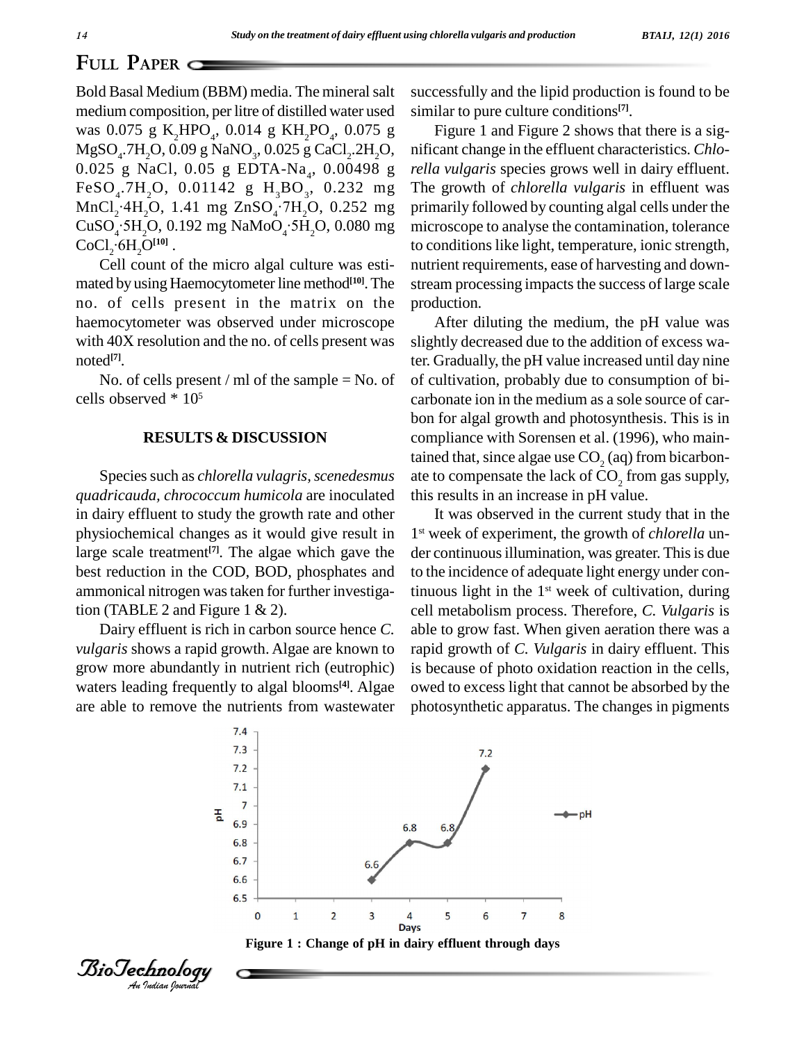Bold Basal Medium (BBM) media. The mineral salt medium composition, per litre of distilled water used was 0.075 g $K_2HPO_4$, 0.014 g $KH_2PO_4$, 0.075 g $MgSO_4.7H_2O$, 0.09 g $NaNO_3$, 0.025 g $CaCl_2.2H_2O$, 0.025 g NaCl, 0.05 g EDTA-$Na_4$, 0.00498 g $FeSO_4.7H_2O$, 0.01142 g $H_3BO_3$, 0.232 mg $MnCl_2·4H_2O$, 1.41 mg $ZnSO_4·7H_2O$, 0.252 mg $CuSO_4·5H_2O$, 0.192 mg $NaMoO_4·5H_2O$, 0.080 mg $CoCl_2·6H_2O$[10] .

Cell count of the micro algal culture was estimated by using Haemocytometer line method[10]. The no. of cells present in the matrix on the haemocytometer was observed under microscope with 40X resolution and the no. of cells present was noted[7].

No. of cells present / ml of the sample = No. of cells observed * $10^5$

## RESULTS & DISCUSSION

Species such as *chlorella vulagris, scenedesmus quadricauda, chrococcum humicola* are inoculated in dairy effluent to study the growth rate and other physiochemical changes as it would give result in large scale treatment[7]. The algae which gave the best reduction in the COD, BOD, phosphates and ammonical nitrogen was taken for further investigation (TABLE 2 and Figure 1 & 2).

Dairy effluent is rich in carbon source hence *C. vulgaris* shows a rapid growth. Algae are known to grow more abundantly in nutrient rich (eutrophic) waters leading frequently to algal blooms[4]. Algae are able to remove the nutrients from wastewater successfully and the lipid production is found to be similar to pure culture conditions[7].

Figure 1 and Figure 2 shows that there is a significant change in the effluent characteristics. *Chlorella vulgaris* species grows well in dairy effluent. The growth of *chlorella vulgaris* in effluent was primarily followed by counting algal cells under the microscope to analyse the contamination, tolerance to conditions like light, temperature, ionic strength, nutrient requirements, ease of harvesting and downstream processing impacts the success of large scale production.

After diluting the medium, the pH value was slightly decreased due to the addition of excess water. Gradually, the pH value increased until day nine of cultivation, probably due to consumption of bicarbonate ion in the medium as a sole source of carbon for algal growth and photosynthesis. This is in compliance with Sorensen et al. (1996), who maintained that, since algae use $CO_2$ (aq) from bicarbonate to compensate the lack of $CO_2$ from gas supply, this results in an increase in pH value.

It was observed in the current study that in the 1st week of experiment, the growth of *chlorella* under continuous illumination, was greater. This is due to the incidence of adequate light energy under continuous light in the 1st week of cultivation, during cell metabolism process. Therefore, *C. Vulgaris* is able to grow fast. When given aeration there was a rapid growth of *C. Vulgaris* in dairy effluent. This is because of photo oxidation reaction in the cells, owed to excess light that cannot be absorbed by the photosynthetic apparatus. The changes in pigments

**Figure 1 : Change of pH in dairy effluent through days**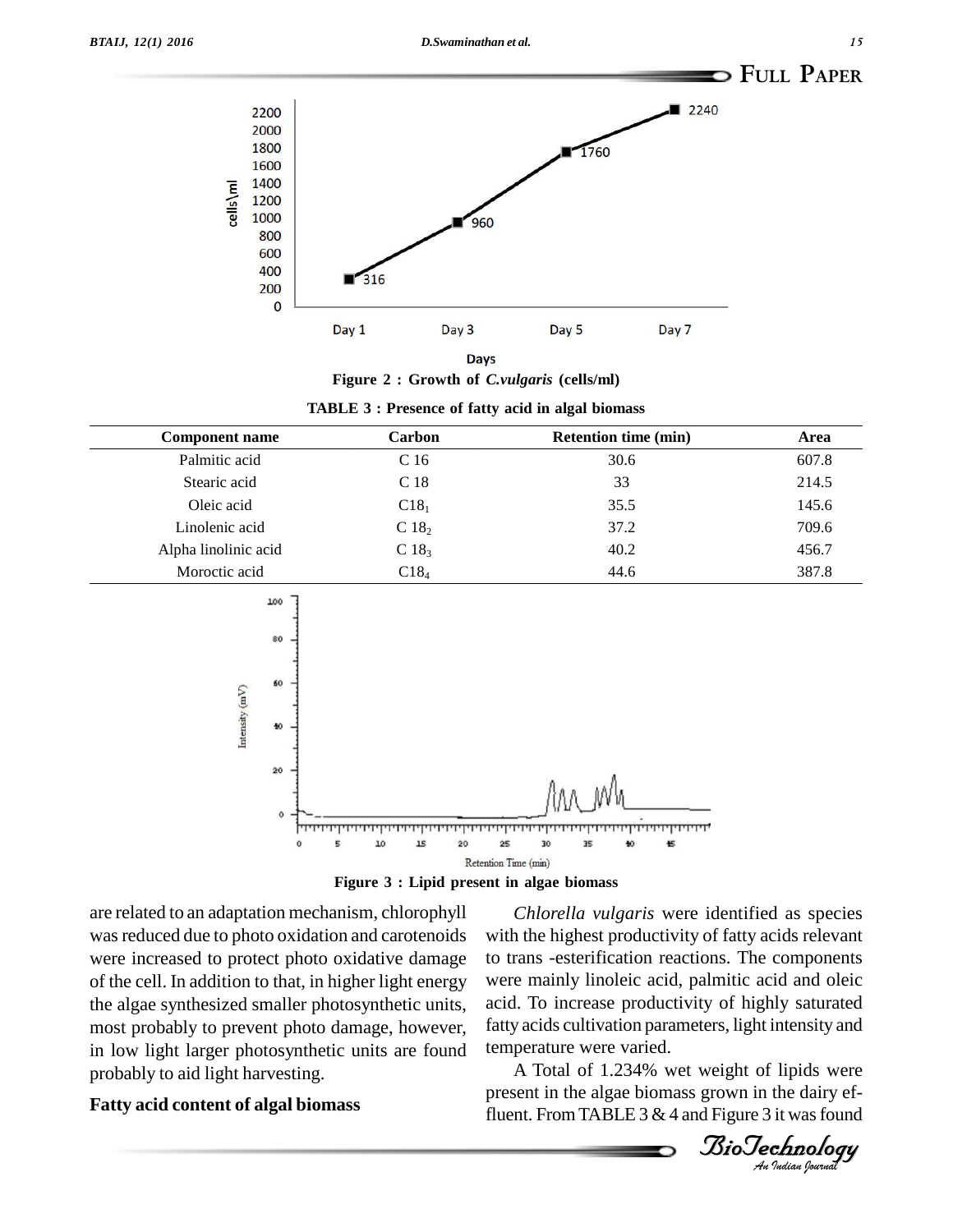Figure 2 : Growth of *C.vulgaris* (cells/ml)

TABLE 3 : Presence of fatty acid in algal biomass

| Component name | Carbon | Retention time (min) | Area |
|---|---|---|---|
| Palmitic acid | C 16 | 30.6 | 607.8 |
| Stearic acid | C 18 | 33 | 214.5 |
| Oleic acid | $C18_1$ | 35.5 | 145.6 |
| Linolenic acid | $C\ 18_2$ | 37.2 | 709.6 |
| Alpha linolinic acid | $C\ 18_3$ | 40.2 | 456.7 |
| Moroctic acid | $C18_4$ | 44.6 | 387.8 |

Figure 3 : Lipid present in algae biomass

are related to an adaptation mechanism, chlorophyll was reduced due to photo oxidation and carotenoids were increased to protect photo oxidative damage of the cell. In addition to that, in higher light energy the algae synthesized smaller photosynthetic units, most probably to prevent photo damage, however, in low light larger photosynthetic units are found probably to aid light harvesting.

### Fatty acid content of algal biomass

*Chlorella vulgaris* were identified as species with the highest productivity of fatty acids relevant to trans -esterification reactions. The components were mainly linoleic acid, palmitic acid and oleic acid. To increase productivity of highly saturated fatty acids cultivation parameters, light intensity and temperature were varied.

A Total of 1.234% wet weight of lipids were present in the algae biomass grown in the dairy effluent. From TABLE 3 & 4 and Figure 3 it was found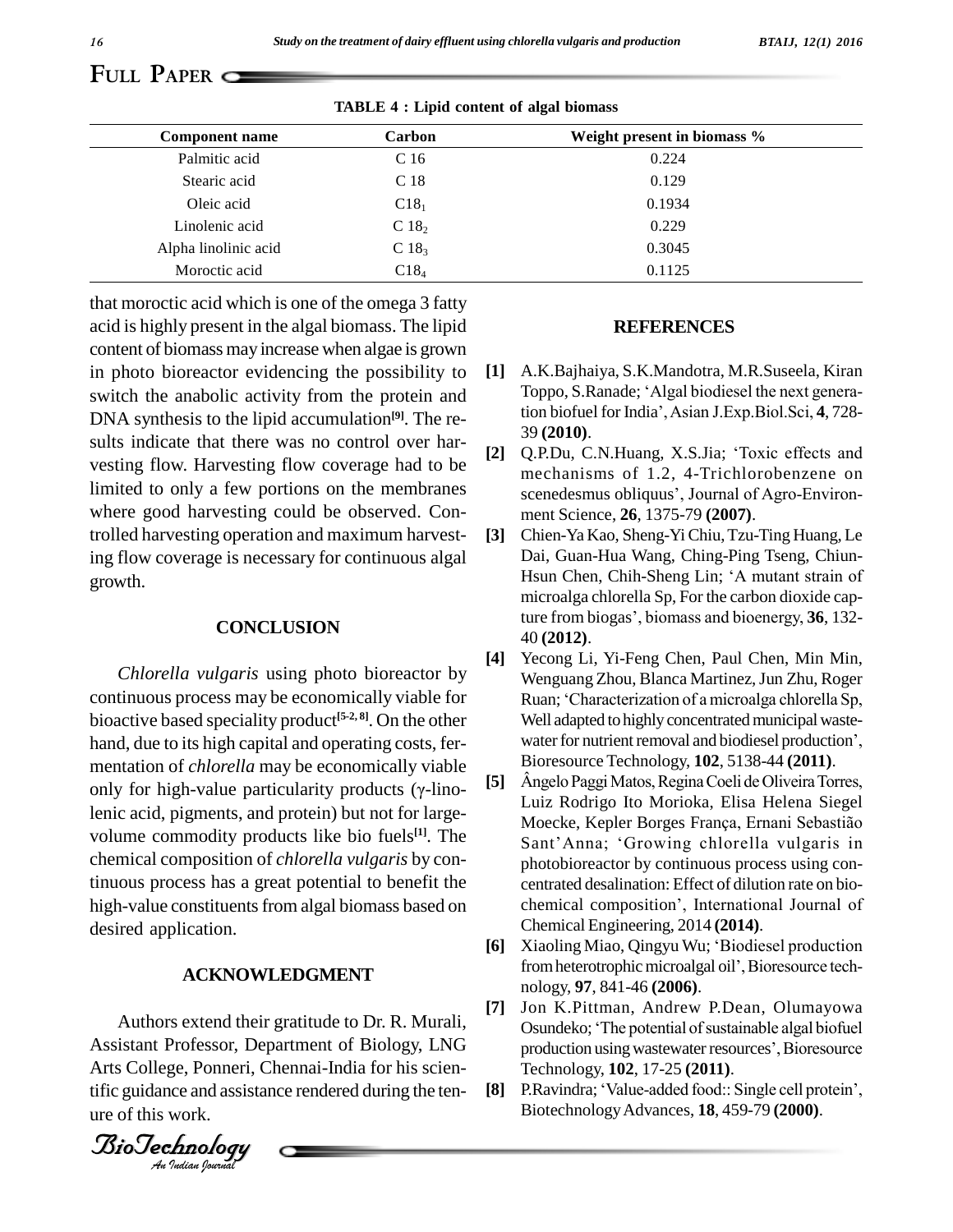**TABLE 4 : Lipid content of algal biomass**

| Component name | Carbon | Weight present in biomass % |
| --- | --- | --- |
| Palmitic acid | C 16 | 0.224 |
| Stearic acid | C 18 | 0.129 |
| Oleic acid | $C18_1$ | 0.1934 |
| Linolenic acid | $C\ 18_2$ | 0.229 |
| Alpha linolinic acid | $C\ 18_3$ | 0.3045 |
| Moroctic acid | $C18_4$ | 0.1125 |

that moroctic acid which is one of the omega 3 fatty acid is highly present in the algal biomass. The lipid content of biomass may increase when algae is grown in photo bioreactor evidencing the possibility to switch the anabolic activity from the protein and DNA synthesis to the lipid accumulation[9]. The results indicate that there was no control over harvesting flow. Harvesting flow coverage had to be limited to only a few portions on the membranes where good harvesting could be observed. Controlled harvesting operation and maximum harvesting flow coverage is necessary for continuous algal growth.

## CONCLUSION

*Chlorella vulgaris* using photo bioreactor by continuous process may be economically viable for bioactive based speciality product[5-2, 8]. On the other hand, due to its high capital and operating costs, fermentation of *chlorella* may be economically viable only for high-value particularity products (γ-linolenic acid, pigments, and protein) but not for large-volume commodity products like bio fuels[1]. The chemical composition of *chlorella vulgaris* by continuous process has a great potential to benefit the high-value constituents from algal biomass based on desired application.

## ACKNOWLEDGMENT

Authors extend their gratitude to Dr. R. Murali, Assistant Professor, Department of Biology, LNG Arts College, Ponneri, Chennai-India for his scientific guidance and assistance rendered during the tenure of this work.

## REFERENCES

[1] A.K.Bajhaiya, S.K.Mandotra, M.R.Suseela, Kiran Toppo, S.Ranade; 'Algal biodiesel the next generation biofuel for India', Asian J.Exp.Biol.Sci, **4**, 728-39 **(2010)**.

[2] Q.P.Du, C.N.Huang, X.S.Jia; 'Toxic effects and mechanisms of 1.2, 4-Trichlorobenzene on scenedesmus obliquus', Journal of Agro-Environment Science, **26**, 1375-79 **(2007)**.

[3] Chien-Ya Kao, Sheng-Yi Chiu, Tzu-Ting Huang, Le Dai, Guan-Hua Wang, Ching-Ping Tseng, Chiun-Hsun Chen, Chih-Sheng Lin; 'A mutant strain of microalga chlorella Sp, For the carbon dioxide capture from biogas', biomass and bioenergy, **36**, 132-40 **(2012)**.

[4] Yecong Li, Yi-Feng Chen, Paul Chen, Min Min, Wenguang Zhou, Blanca Martinez, Jun Zhu, Roger Ruan; 'Characterization of a microalga chlorella Sp, Well adapted to highly concentrated municipal wastewater for nutrient removal and biodiesel production', Bioresource Technology, **102**, 5138-44 **(2011)**.

[5] Ângelo Paggi Matos, Regina Coeli de Oliveira Torres, Luiz Rodrigo Ito Morioka, Elisa Helena Siegel Moecke, Kepler Borges França, Ernani Sebastião Sant'Anna; 'Growing chlorella vulgaris in photobioreactor by continuous process using concentrated desalination: Effect of dilution rate on biochemical composition', International Journal of Chemical Engineering, 2014 **(2014)**.

[6] Xiaoling Miao, Qingyu Wu; 'Biodiesel production from heterotrophic microalgal oil', Bioresource technology, **97**, 841-46 **(2006)**.

[7] Jon K.Pittman, Andrew P.Dean, Olumayowa Osundeko; 'The potential of sustainable algal biofuel production using wastewater resources', Bioresource Technology, **102**, 17-25 **(2011)**.

[8] P.Ravindra; 'Value-added food:: Single cell protein', Biotechnology Advances, **18**, 459-79 **(2000)**.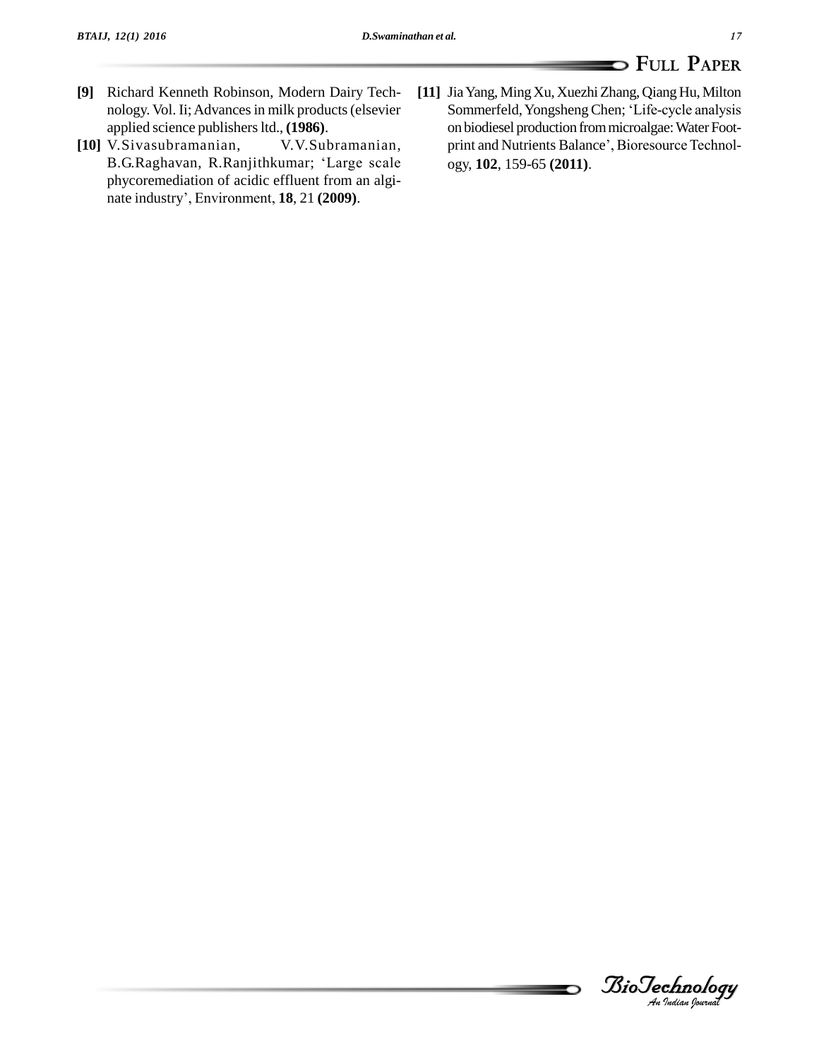**[9]** Richard Kenneth Robinson, Modern Dairy Technology. Vol. Ii; Advances in milk products (elsevier applied science publishers ltd., **(1986)**.

**[10]** V.Sivasubramanian, V.V.Subramanian, B.G.Raghavan, R.Ranjithkumar; 'Large scale phycoremediation of acidic effluent from an alginate industry', Environment, **18**, 21 **(2009)**.

**[11]** Jia Yang, Ming Xu, Xuezhi Zhang, Qiang Hu, Milton Sommerfeld, Yongsheng Chen; 'Life-cycle analysis on biodiesel production from microalgae: Water Footprint and Nutrients Balance', Bioresource Technology, **102**, 159-65 **(2011)**.